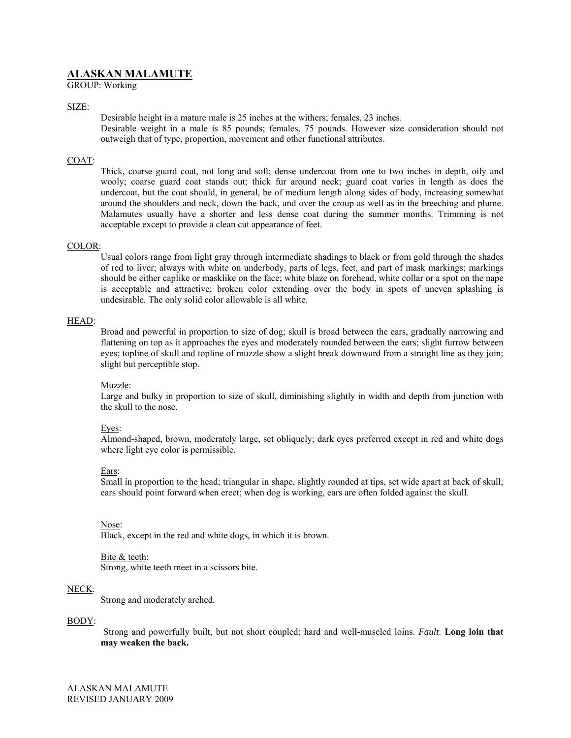# ALASKAN MALAMUTE

GROUP: Working

SIZE:

Desirable height in a mature male is 25 inches at the withers; females, 23 inches.
Desirable weight in a male is 85 pounds; females, 75 pounds. However size consideration should not outweigh that of type, proportion, movement and other functional attributes.

COAT:

Thick, coarse guard coat, not long and soft; dense undercoat from one to two inches in depth, oily and wooly; coarse guard coat stands out; thick fur around neck; guard coat varies in length as does the undercoat, but the coat should, in general, be of medium length along sides of body, increasing somewhat around the shoulders and neck, down the back, and over the croup as well as in the breeching and plume. Malamutes usually have a shorter and less dense coat during the summer months. Trimming is not acceptable except to provide a clean cut appearance of feet.

COLOR:

Usual colors range from light gray through intermediate shadings to black or from gold through the shades of red to liver; always with white on underbody, parts of legs, feet, and part of mask markings; markings should be either caplike or masklike on the face; white blaze on forehead, white collar or a spot on the nape is acceptable and attractive; broken color extending over the body in spots of uneven splashing is undesirable. The only solid color allowable is all white.

HEAD:

Broad and powerful in proportion to size of dog; skull is broad between the ears, gradually narrowing and flattening on top as it approaches the eyes and moderately rounded between the ears; slight furrow between eyes; topline of skull and topline of muzzle show a slight break downward from a straight line as they join; slight but perceptible stop.

Muzzle:
Large and bulky in proportion to size of skull, diminishing slightly in width and depth from junction with the skull to the nose.

Eyes:
Almond-shaped, brown, moderately large, set obliquely; dark eyes preferred except in red and white dogs where light eye color is permissible.

Ears:
Small in proportion to the head; triangular in shape, slightly rounded at tips, set wide apart at back of skull; ears should point forward when erect; when dog is working, ears are often folded against the skull.

Nose:
Black, except in the red and white dogs, in which it is brown.

Bite & teeth:
Strong, white teeth meet in a scissors bite.

NECK:

Strong and moderately arched.

BODY:

Strong and powerfully built, but not short coupled; hard and well-muscled loins. *Fault*: **Long loin that may weaken the back.**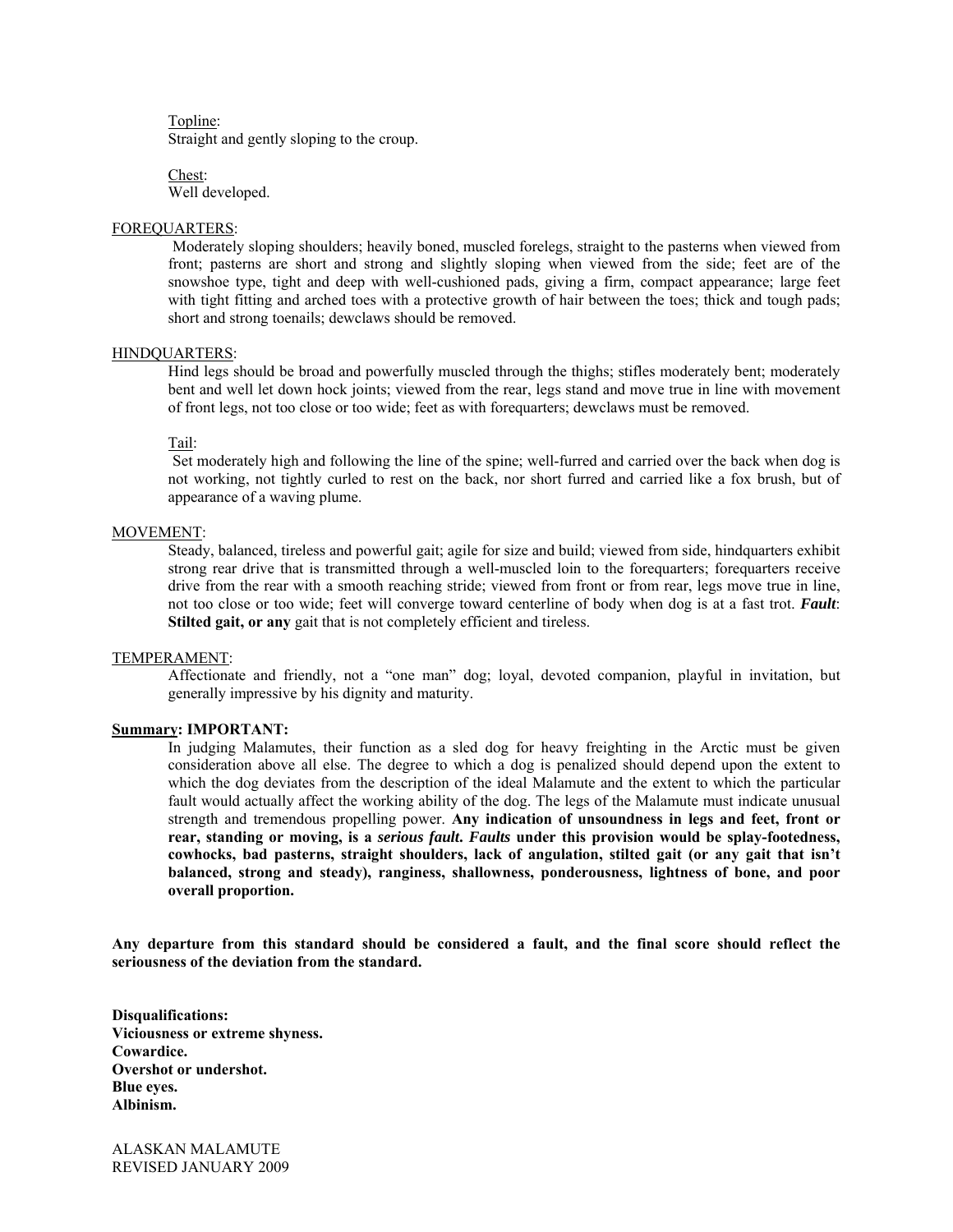Topline:
Straight and gently sloping to the croup.

Chest:
Well developed.

FOREQUARTERS:

Moderately sloping shoulders; heavily boned, muscled forelegs, straight to the pasterns when viewed from front; pasterns are short and strong and slightly sloping when viewed from the side; feet are of the snowshoe type, tight and deep with well-cushioned pads, giving a firm, compact appearance; large feet with tight fitting and arched toes with a protective growth of hair between the toes; thick and tough pads; short and strong toenails; dewclaws should be removed.

HINDQUARTERS:

Hind legs should be broad and powerfully muscled through the thighs; stifles moderately bent; moderately bent and well let down hock joints; viewed from the rear, legs stand and move true in line with movement of front legs, not too close or too wide; feet as with forequarters; dewclaws must be removed.

Tail:
Set moderately high and following the line of the spine; well-furred and carried over the back when dog is not working, not tightly curled to rest on the back, nor short furred and carried like a fox brush, but of appearance of a waving plume.

MOVEMENT:

Steady, balanced, tireless and powerful gait; agile for size and build; viewed from side, hindquarters exhibit strong rear drive that is transmitted through a well-muscled loin to the forequarters; forequarters receive drive from the rear with a smooth reaching stride; viewed from front or from rear, legs move true in line, not too close or too wide; feet will converge toward centerline of body when dog is at a fast trot. ***Fault***: **Stilted gait, or any** gait that is not completely efficient and tireless.

TEMPERAMENT:

Affectionate and friendly, not a "one man" dog; loyal, devoted companion, playful in invitation, but generally impressive by his dignity and maturity.

**Summary: IMPORTANT:**

In judging Malamutes, their function as a sled dog for heavy freighting in the Arctic must be given consideration above all else. The degree to which a dog is penalized should depend upon the extent to which the dog deviates from the description of the ideal Malamute and the extent to which the particular fault would actually affect the working ability of the dog. The legs of the Malamute must indicate unusual strength and tremendous propelling power. **Any indication of unsoundness in legs and feet, front or rear, standing or moving, is a *serious fault. Faults* under this provision would be splay-footedness, cowhocks, bad pasterns, straight shoulders, lack of angulation, stilted gait (or any gait that isn't balanced, strong and steady), ranginess, shallowness, ponderousness, lightness of bone, and poor overall proportion.**

**Any departure from this standard should be considered a fault, and the final score should reflect the seriousness of the deviation from the standard.**

**Disqualifications:**
**Viciousness or extreme shyness.**
**Cowardice.**
**Overshot or undershot.**
**Blue eyes.**
**Albinism.**

ALASKAN MALAMUTE
REVISED JANUARY 2009